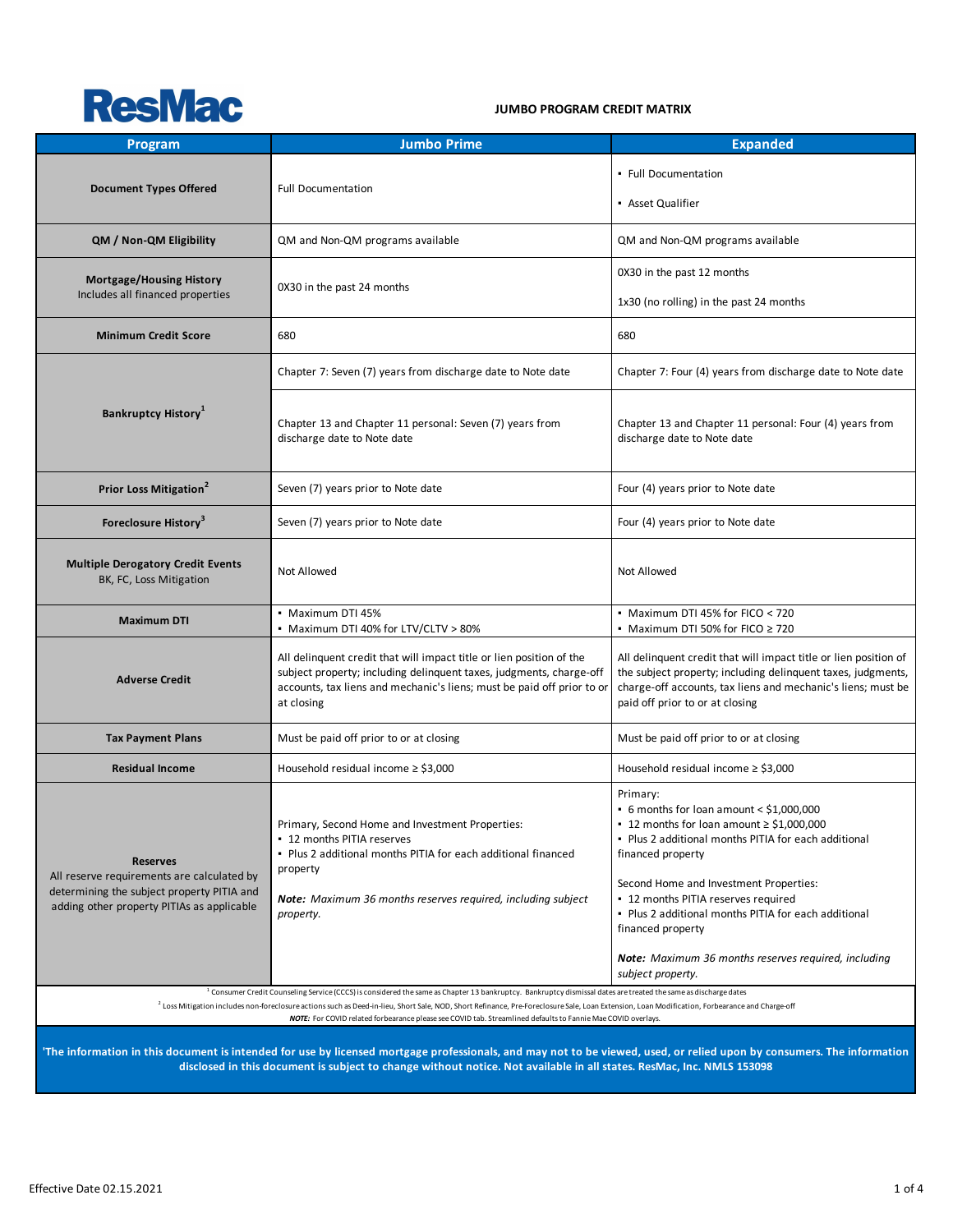**ResMac**

## JUMBO PROGRAM CREDIT MATRIX

| Program | Jumbo Prime | Expanded |
|---|---|---|
| **Document Types Offered** | Full Documentation | • Full Documentation<br>• Asset Qualifier |
| **QM / Non-QM Eligibility** | QM and Non-QM programs available | QM and Non-QM programs available |
| **Mortgage/Housing History**<br>Includes all financed properties | 0X30 in the past 24 months | 0X30 in the past 12 months<br>1x30 (no rolling) in the past 24 months |
| **Minimum Credit Score** | 680 | 680 |
| **Bankruptcy History**[1] | Chapter 7: Seven (7) years from discharge date to Note date<br><br>Chapter 13 and Chapter 11 personal: Seven (7) years from discharge date to Note date | Chapter 7: Four (4) years from discharge date to Note date<br><br>Chapter 13 and Chapter 11 personal: Four (4) years from discharge date to Note date |
| **Prior Loss Mitigation**[2] | Seven (7) years prior to Note date | Four (4) years prior to Note date |
| **Foreclosure History**[3] | Seven (7) years prior to Note date | Four (4) years prior to Note date |
| **Multiple Derogatory Credit Events**<br>BK, FC, Loss Mitigation | Not Allowed | Not Allowed |
| **Maximum DTI** | • Maximum DTI 45%<br>• Maximum DTI 40% for LTV/CLTV > 80% | • Maximum DTI 45% for FICO < 720<br>• Maximum DTI 50% for FICO ≥ 720 |
| **Adverse Credit** | All delinquent credit that will impact title or lien position of the subject property; including delinquent taxes, judgments, charge-off accounts, tax liens and mechanic's liens; must be paid off prior to or at closing | All delinquent credit that will impact title or lien position of the subject property; including delinquent taxes, judgments, charge-off accounts, tax liens and mechanic's liens; must be paid off prior to or at closing |
| **Tax Payment Plans** | Must be paid off prior to or at closing | Must be paid off prior to or at closing |
| **Residual Income** | Household residual income ≥ $3,000 | Household residual income ≥ $3,000 |
| **Reserves**<br>All reserve requirements are calculated by determining the subject property PITIA and adding other property PITIAs as applicable | Primary, Second Home and Investment Properties:<br>• 12 months PITIA reserves<br>• Plus 2 additional months PITIA for each additional financed property<br><br>***Note:*** *Maximum 36 months reserves required, including subject property.* | Primary:<br>• 6 months for loan amount < $1,000,000<br>• 12 months for loan amount ≥ $1,000,000<br>• Plus 2 additional months PITIA for each additional financed property<br><br>Second Home and Investment Properties:<br>• 12 months PITIA reserves required<br>• Plus 2 additional months PITIA for each additional financed property<br><br>***Note:*** *Maximum 36 months reserves required, including subject property.* |

[1] Consumer Credit Counseling Service (CCCS) is considered the same as Chapter 13 bankruptcy. Bankruptcy dismissal dates are treated the same as discharge dates

[2] Loss Mitigation includes non-foreclosure actions such as Deed-in-lieu, Short Sale, NOD, Short Refinance, Pre-Foreclosure Sale, Loan Extension, Loan Modification, Forbearance and Charge-off

***NOTE:*** For COVID related forbearance please see COVID tab. Streamlined defaults to Fannie Mae COVID overlays.

**'The information in this document is intended for use by licensed mortgage professionals, and may not to be viewed, used, or relied upon by consumers. The information disclosed in this document is subject to change without notice. Not available in all states. ResMac, Inc. NMLS 153098**

Effective Date 02.15.2021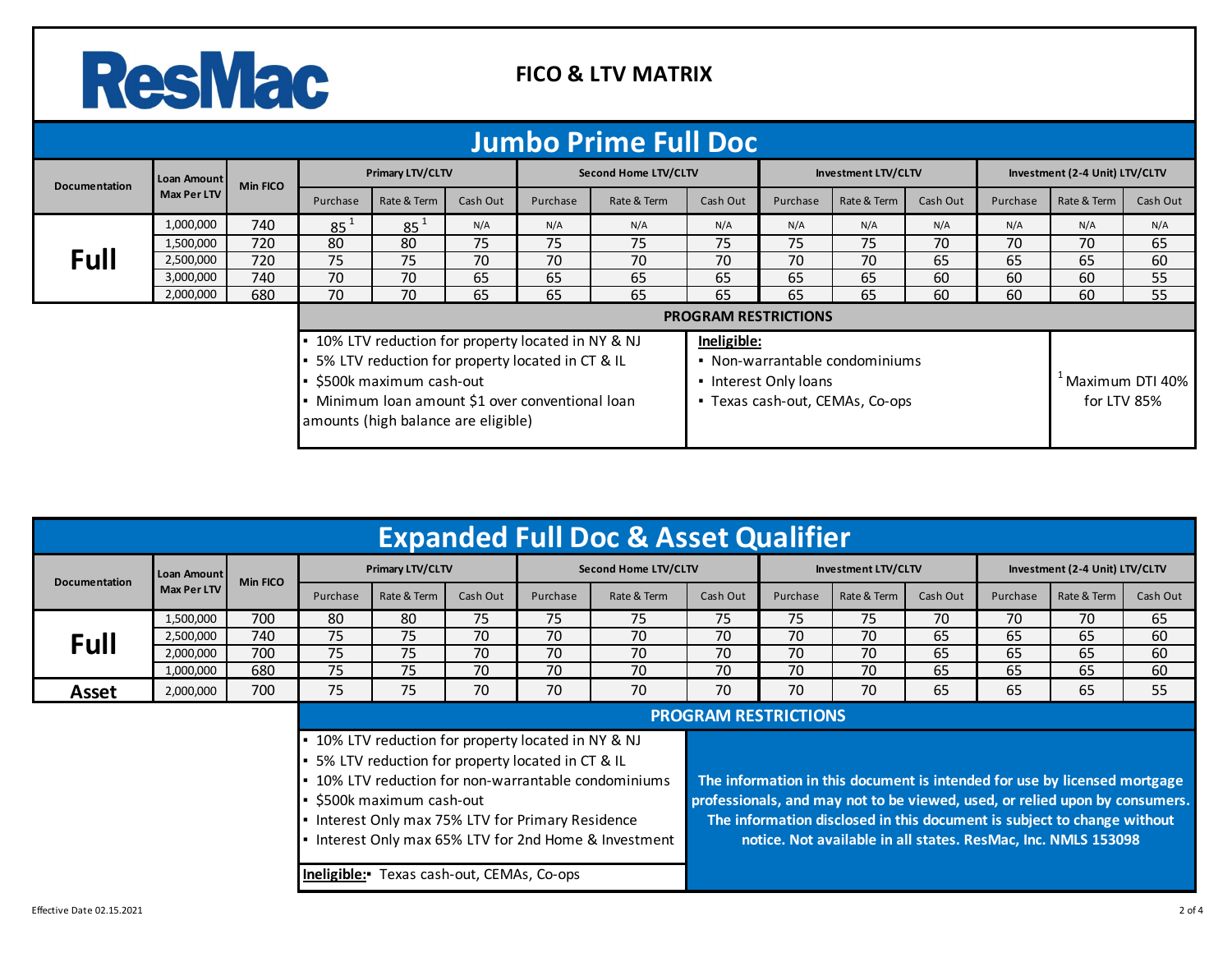# ResMac

## FICO & LTV MATRIX

## Jumbo Prime Full Doc

| Documentation | Loan Amount Max Per LTV | Min FICO | Primary LTV/CLTV | | | Second Home LTV/CLTV | | | Investment LTV/CLTV | | | Investment (2-4 Unit) LTV/CLTV | | |
|---|---|---|---|---|---|---|---|---|---|---|---|---|---|---|
| | | | Purchase | Rate & Term | Cash Out | Purchase | Rate & Term | Cash Out | Purchase | Rate & Term | Cash Out | Purchase | Rate & Term | Cash Out |
| Full | 1,000,000 | 740 | 85 [1] | 85 [1] | N/A | N/A | N/A | N/A | N/A | N/A | N/A | N/A | N/A | N/A |
| | 1,500,000 | 720 | 80 | 80 | 75 | 75 | 75 | 75 | 75 | 75 | 70 | 70 | 70 | 65 |
| | 2,500,000 | 720 | 75 | 75 | 70 | 70 | 70 | 70 | 70 | 70 | 65 | 65 | 65 | 60 |
| | 3,000,000 | 740 | 70 | 70 | 65 | 65 | 65 | 65 | 65 | 65 | 60 | 60 | 60 | 55 |
| | 2,000,000 | 680 | 70 | 70 | 65 | 65 | 65 | 65 | 65 | 65 | 60 | 60 | 60 | 55 |

### PROGRAM RESTRICTIONS

- 10% LTV reduction for property located in NY & NJ
- 5% LTV reduction for property located in CT & IL
- $500k maximum cash-out
- Minimum loan amount $1 over conventional loan amounts (high balance are eligible)

**Ineligible:**

- Non-warrantable condominiums
- Interest Only loans
- Texas cash-out, CEMAs, Co-ops

[1] Maximum DTI 40% for LTV 85%

## Expanded Full Doc & Asset Qualifier

| Documentation | Loan Amount Max Per LTV | Min FICO | Primary LTV/CLTV | | | Second Home LTV/CLTV | | | Investment LTV/CLTV | | | Investment (2-4 Unit) LTV/CLTV | | |
|---|---|---|---|---|---|---|---|---|---|---|---|---|---|---|
| | | | Purchase | Rate & Term | Cash Out | Purchase | Rate & Term | Cash Out | Purchase | Rate & Term | Cash Out | Purchase | Rate & Term | Cash Out |
| Full | 1,500,000 | 700 | 80 | 80 | 75 | 75 | 75 | 75 | 75 | 75 | 70 | 70 | 70 | 65 |
| | 2,500,000 | 740 | 75 | 75 | 70 | 70 | 70 | 70 | 70 | 70 | 65 | 65 | 65 | 60 |
| | 2,000,000 | 700 | 75 | 75 | 70 | 70 | 70 | 70 | 70 | 70 | 65 | 65 | 65 | 60 |
| | 1,000,000 | 680 | 75 | 75 | 70 | 70 | 70 | 70 | 70 | 70 | 65 | 65 | 65 | 60 |
| Asset | 2,000,000 | 700 | 75 | 75 | 70 | 70 | 70 | 70 | 70 | 70 | 65 | 65 | 65 | 55 |

### PROGRAM RESTRICTIONS

- 10% LTV reduction for property located in NY & NJ
- 5% LTV reduction for property located in CT & IL
- 10% LTV reduction for non-warrantable condominiums
- $500k maximum cash-out
- Interest Only max 75% LTV for Primary Residence
- Interest Only max 65% LTV for 2nd Home & Investment

**Ineligible:** Texas cash-out, CEMAs, Co-ops

**The information in this document is intended for use by licensed mortgage professionals, and may not to be viewed, used, or relied upon by consumers. The information disclosed in this document is subject to change without notice. Not available in all states. ResMac, Inc. NMLS 153098**

Effective Date 02.15.2021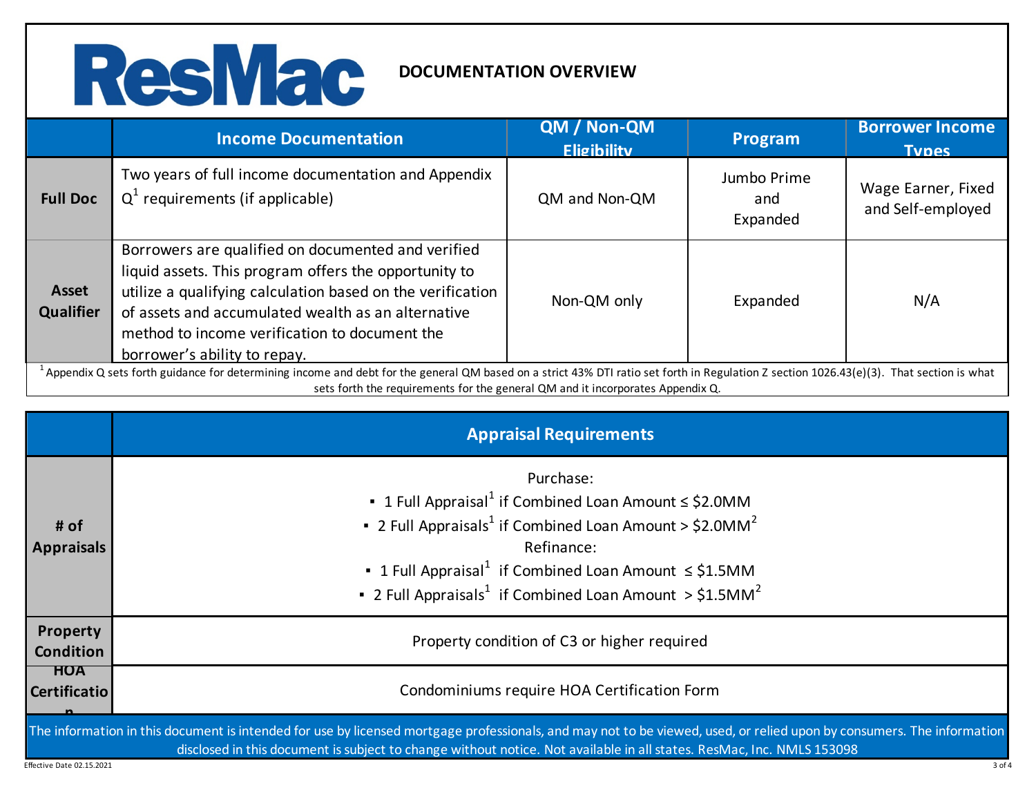# ResMac

## DOCUMENTATION OVERVIEW

| | Income Documentation | QM / Non-QM Eligibility | Program | Borrower Income Types |
|---|---|---|---|---|
| **Full Doc** | Two years of full income documentation and Appendix Q[1] requirements (if applicable) | QM and Non-QM | Jumbo Prime and Expanded | Wage Earner, Fixed and Self-employed |
| **Asset Qualifier** | Borrowers are qualified on documented and verified liquid assets. This program offers the opportunity to utilize a qualifying calculation based on the verification of assets and accumulated wealth as an alternative method to income verification to document the borrower's ability to repay. | Non-QM only | Expanded | N/A |

[1] Appendix Q sets forth guidance for determining income and debt for the general QM based on a strict 43% DTI ratio set forth in Regulation Z section 1026.43(e)(3). That section is what sets forth the requirements for the general QM and it incorporates Appendix Q.

| | Appraisal Requirements |
|---|---|
| **# of Appraisals** | Purchase:<br>▪ 1 Full Appraisal[1] if Combined Loan Amount ≤ \$2.0MM<br>▪ 2 Full Appraisals[1] if Combined Loan Amount > \$2.0MM[2]<br>Refinance:<br>▪ 1 Full Appraisal[1] if Combined Loan Amount ≤ \$1.5MM<br>▪ 2 Full Appraisals[1] if Combined Loan Amount > \$1.5MM[2] |
| **Property Condition** | Property condition of C3 or higher required |
| **HOA Certification** | Condominiums require HOA Certification Form |

The information in this document is intended for use by licensed mortgage professionals, and may not to be viewed, used, or relied upon by consumers. The information disclosed in this document is subject to change without notice. Not available in all states. ResMac, Inc. NMLS 153098

Effective Date 02.15.2021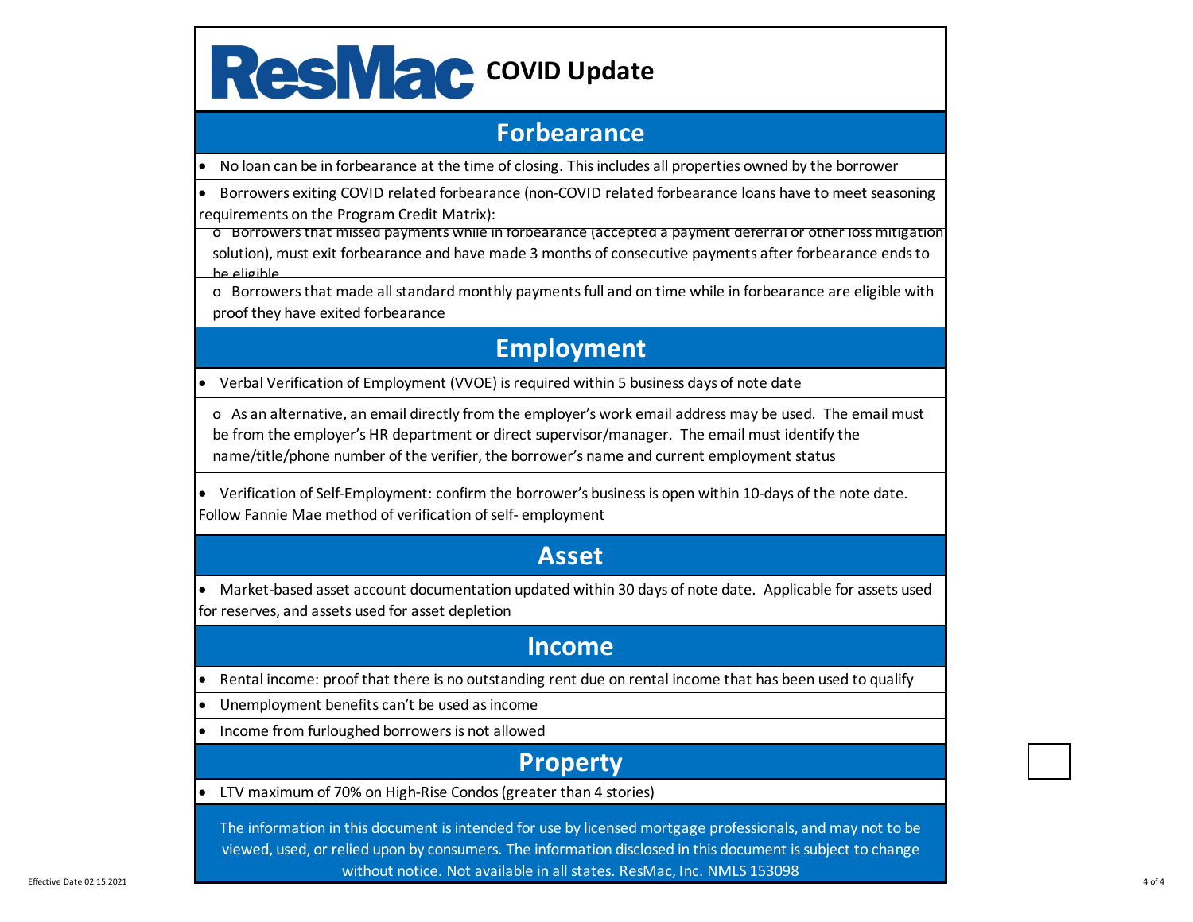# ResMac COVID Update

## Forbearance

- No loan can be in forbearance at the time of closing. This includes all properties owned by the borrower
- Borrowers exiting COVID related forbearance (non-COVID related forbearance loans have to meet seasoning requirements on the Program Credit Matrix):
  - Borrowers that missed payments while in forbearance (accepted a payment deferral or other loss mitigation solution), must exit forbearance and have made 3 months of consecutive payments after forbearance ends to be eligible
  - Borrowers that made all standard monthly payments full and on time while in forbearance are eligible with proof they have exited forbearance

## Employment

- Verbal Verification of Employment (VVOE) is required within 5 business days of note date
  - As an alternative, an email directly from the employer's work email address may be used. The email must be from the employer's HR department or direct supervisor/manager. The email must identify the name/title/phone number of the verifier, the borrower's name and current employment status
- Verification of Self-Employment: confirm the borrower's business is open within 10-days of the note date. Follow Fannie Mae method of verification of self- employment

## Asset

- Market-based asset account documentation updated within 30 days of note date. Applicable for assets used for reserves, and assets used for asset depletion

## Income

- Rental income: proof that there is no outstanding rent due on rental income that has been used to qualify
- Unemployment benefits can't be used as income
- Income from furloughed borrowers is not allowed

## Property

- LTV maximum of 70% on High-Rise Condos (greater than 4 stories)

The information in this document is intended for use by licensed mortgage professionals, and may not to be viewed, used, or relied upon by consumers. The information disclosed in this document is subject to change without notice. Not available in all states. ResMac, Inc. NMLS 153098

Effective Date 02.15.2021